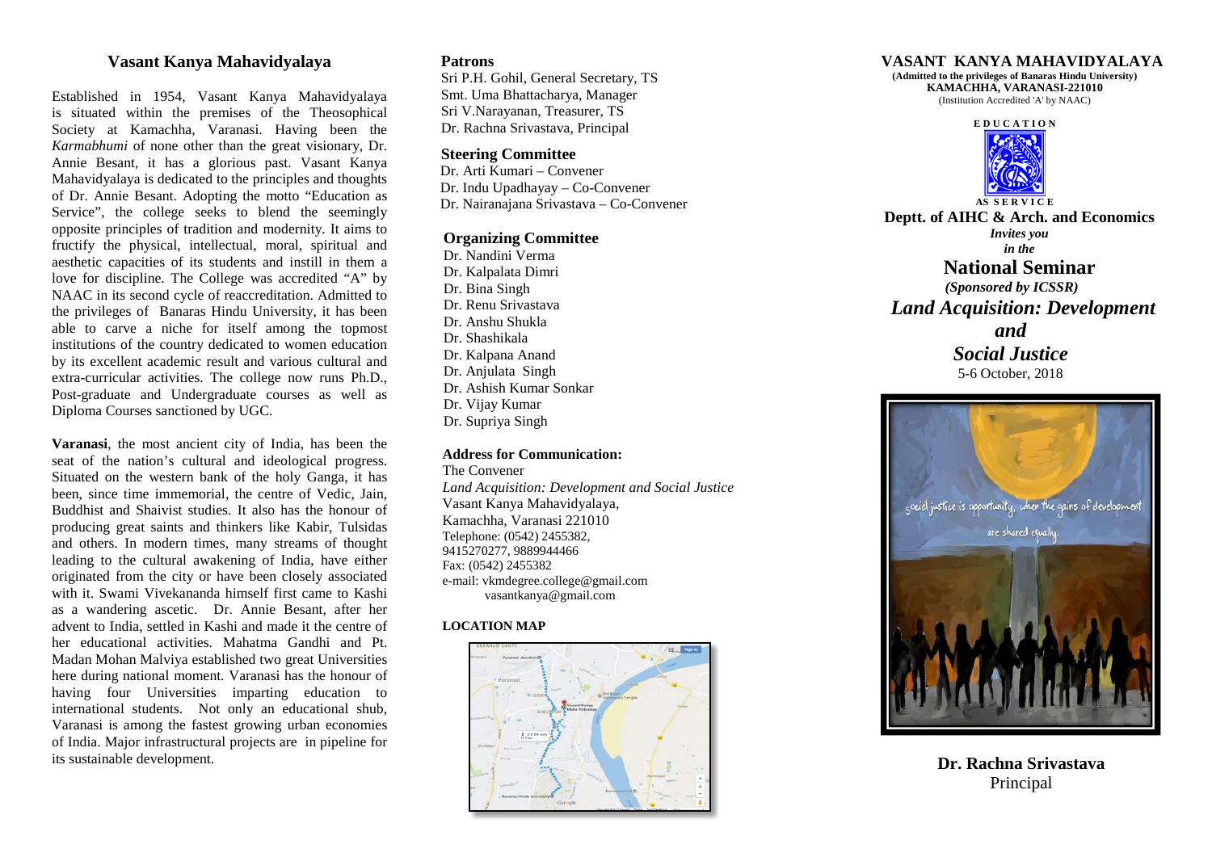## Vasant Kanya Mahavidyalaya

Established in 1954, Vasant Kanya Mahavidyalaya is situated within the premises of the Theosophical Society at Kamachha, Varanasi. Having been the *Karmabhumi* of none other than the great visionary, Dr. Annie Besant, it has a glorious past. Vasant Kanya Mahavidyalaya is dedicated to the principles and thoughts of Dr. Annie Besant. Adopting the motto "Education as Service", the college seeks to blend the seemingly opposite principles of tradition and modernity. It aims to fructify the physical, intellectual, moral, spiritual and aesthetic capacities of its students and instill in them a love for discipline. The College was accredited "A" by NAAC in its second cycle of reaccreditation. Admitted to the privileges of Banaras Hindu University, it has been able to carve a niche for itself among the topmost institutions of the country dedicated to women education by its excellent academic result and various cultural and extra-curricular activities. The college now runs Ph.D., Post-graduate and Undergraduate courses as well as Diploma Courses sanctioned by UGC.

**Varanasi**, the most ancient city of India, has been the seat of the nation's cultural and ideological progress. Situated on the western bank of the holy Ganga, it has been, since time immemorial, the centre of Vedic, Jain, Buddhist and Shaivist studies. It also has the honour of producing great saints and thinkers like Kabir, Tulsidas and others. In modern times, many streams of thought leading to the cultural awakening of India, have either originated from the city or have been closely associated with it. Swami Vivekananda himself first came to Kashi as a wandering ascetic. Dr. Annie Besant, after her advent to India, settled in Kashi and made it the centre of her educational activities. Mahatma Gandhi and Pt. Madan Mohan Malviya established two great Universities here during national moment. Varanasi has the honour of having four Universities imparting education to international students. Not only an educational shub, Varanasi is among the fastest growing urban economies of India. Major infrastructural projects are in pipeline for its sustainable development.

### Patrons

Sri P.H. Gohil, General Secretary, TS
Smt. Uma Bhattacharya, Manager
Sri V.Narayanan, Treasurer, TS
Dr. Rachna Srivastava, Principal

### Steering Committee

Dr. Arti Kumari – Convener
Dr. Indu Upadhayay – Co-Convener
Dr. Nairanajana Srivastava – Co-Convener

### Organizing Committee

Dr. Nandini Verma
Dr. Kalpalata Dimri
Dr. Bina Singh
Dr. Renu Srivastava
Dr. Anshu Shukla
Dr. Shashikala
Dr. Kalpana Anand
Dr. Anjulata Singh
Dr. Ashish Kumar Sonkar
Dr. Vijay Kumar
Dr. Supriya Singh

### Address for Communication:

The Convener
*Land Acquisition: Development and Social Justice*
Vasant Kanya Mahavidyalaya,
Kamachha, Varanasi 221010
Telephone: (0542) 2455382,
9415270277, 9889944466
Fax: (0542) 2455382
e-mail: vkmdegree.college@gmail.com
vasantkanya@gmail.com

**LOCATION MAP**

## VASANT KANYA MAHAVIDYALAYA

**(Admitted to the privileges of Banaras Hindu University)**
**KAMACHHA, VARANASI-221010**
(Institution Accredited 'A' by NAAC)

**EDUCATION AS SERVICE**

**Deptt. of AIHC & Arch. and Economics**

***Invites you in the***

# National Seminar

***(Sponsored by ICSSR)***

## *Land Acquisition: Development and Social Justice*

5-6 October, 2018

social justice is opportunity, when the gains of development are shared equally.

**Dr. Rachna Srivastava**
Principal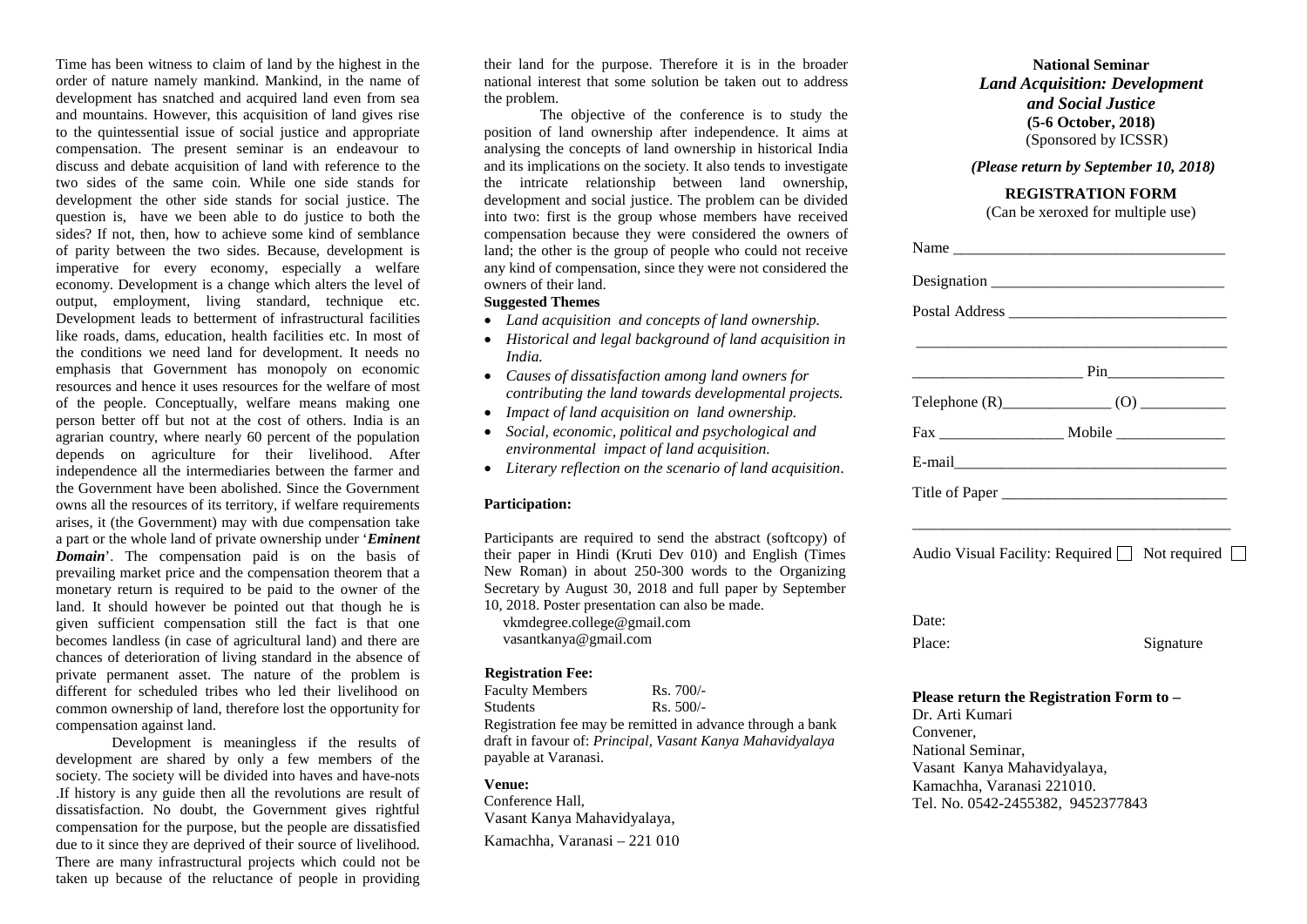Time has been witness to claim of land by the highest in the order of nature namely mankind. Mankind, in the name of development has snatched and acquired land even from sea and mountains. However, this acquisition of land gives rise to the quintessential issue of social justice and appropriate compensation. The present seminar is an endeavour to discuss and debate acquisition of land with reference to the two sides of the same coin. While one side stands for development the other side stands for social justice. The question is, have we been able to do justice to both the sides? If not, then, how to achieve some kind of semblance of parity between the two sides. Because, development is imperative for every economy, especially a welfare economy. Development is a change which alters the level of output, employment, living standard, technique etc. Development leads to betterment of infrastructural facilities like roads, dams, education, health facilities etc. In most of the conditions we need land for development. It needs no emphasis that Government has monopoly on economic resources and hence it uses resources for the welfare of most of the people. Conceptually, welfare means making one person better off but not at the cost of others. India is an agrarian country, where nearly 60 percent of the population depends on agriculture for their livelihood. After independence all the intermediaries between the farmer and the Government have been abolished. Since the Government owns all the resources of its territory, if welfare requirements arises, it (the Government) may with due compensation take a part or the whole land of private ownership under '***Eminent Domain***'. The compensation paid is on the basis of prevailing market price and the compensation theorem that a monetary return is required to be paid to the owner of the land. It should however be pointed out that though he is given sufficient compensation still the fact is that one becomes landless (in case of agricultural land) and there are chances of deterioration of living standard in the absence of private permanent asset. The nature of the problem is different for scheduled tribes who led their livelihood on common ownership of land, therefore lost the opportunity for compensation against land.

Development is meaningless if the results of development are shared by only a few members of the society. The society will be divided into haves and have-nots .If history is any guide then all the revolutions are result of dissatisfaction. No doubt, the Government gives rightful compensation for the purpose, but the people are dissatisfied due to it since they are deprived of their source of livelihood. There are many infrastructural projects which could not be taken up because of the reluctance of people in providing their land for the purpose. Therefore it is in the broader national interest that some solution be taken out to address the problem.

The objective of the conference is to study the position of land ownership after independence. It aims at analysing the concepts of land ownership in historical India and its implications on the society. It also tends to investigate the intricate relationship between land ownership, development and social justice. The problem can be divided into two: first is the group whose members have received compensation because they were considered the owners of land; the other is the group of people who could not receive any kind of compensation, since they were not considered the owners of their land.

**Suggested Themes**

- *Land acquisition and concepts of land ownership.*
- *Historical and legal background of land acquisition in India.*
- *Causes of dissatisfaction among land owners for contributing the land towards developmental projects.*
- *Impact of land acquisition on land ownership.*
- *Social, economic, political and psychological and environmental impact of land acquisition.*
- *Literary reflection on the scenario of land acquisition.*

**Participation:**

Participants are required to send the abstract (softcopy) of their paper in Hindi (Kruti Dev 010) and English (Times New Roman) in about 250-300 words to the Organizing Secretary by August 30, 2018 and full paper by September 10, 2018. Poster presentation can also be made.

vkmdegree.college@gmail.com
vasantkanya@gmail.com

**Registration Fee:**

| | |
|---|---|
| Faculty Members | Rs. 700/- |
| Students | Rs. 500/- |

Registration fee may be remitted in advance through a bank draft in favour of: *Principal, Vasant Kanya Mahavidyalaya* payable at Varanasi.

**Venue:**
Conference Hall,
Vasant Kanya Mahavidyalaya,
Kamachha, Varanasi – 221 010

**National Seminar**
***Land Acquisition: Development and Social Justice***
**(5-6 October, 2018)**
(Sponsored by ICSSR)

***(Please return by September 10, 2018)***

**REGISTRATION FORM**
(Can be xeroxed for multiple use)

Name ___________________________________

Designation ______________________________

Postal Address ____________________________

_________________________________________

_____________________ Pin_______________

Telephone (R)______________ (O) ___________

Fax ________________ Mobile ______________

E-mail___________________________________

Title of Paper _____________________________

_________________________________________

Audio Visual Facility: Required ☐ Not required ☐

Date:

Place: Signature

**Please return the Registration Form to –**
Dr. Arti Kumari
Convener,
National Seminar,
Vasant Kanya Mahavidyalaya,
Kamachha, Varanasi 221010.
Tel. No. 0542-2455382, 9452377843